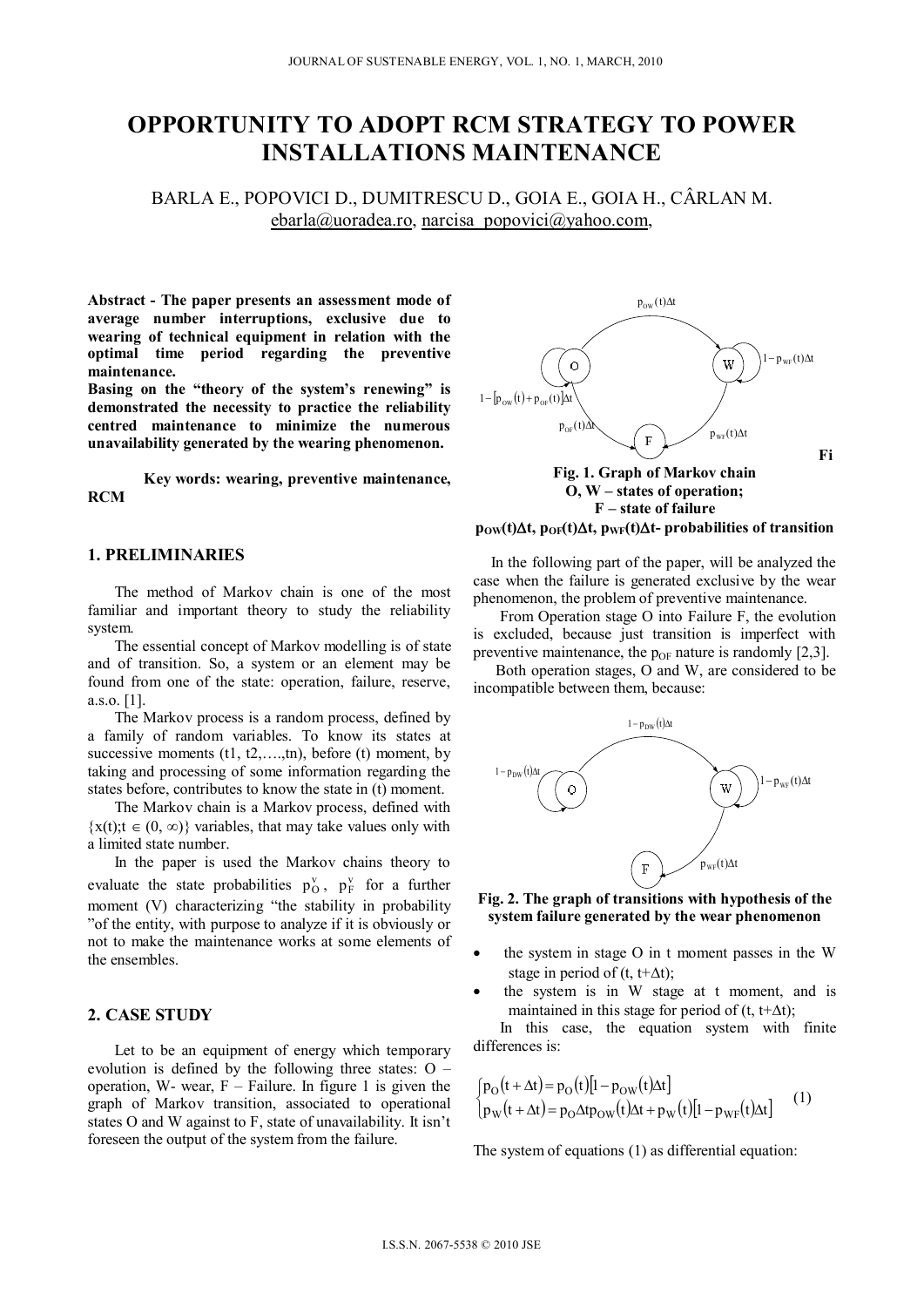# OPPORTUNITY TO ADOPT RCM STRATEGY TO POWER INSTALLATIONS MAINTENANCE

BARLA E., POPOVICI D., DUMITRESCU D., GOIA E., GOIA H., CÂRLAN M.
ebarla@uoradea.ro, narcisa_popovici@yahoo.com,

**Abstract - The paper presents an assessment mode of average number interruptions, exclusive due to wearing of technical equipment in relation with the optimal time period regarding the preventive maintenance.**
**Basing on the "theory of the system's renewing" is demonstrated the necessity to practice the reliability centred maintenance to minimize the numerous unavailability generated by the wearing phenomenon.**

**Key words: wearing, preventive maintenance, RCM**

## 1. PRELIMINARIES

The method of Markov chain is one of the most familiar and important theory to study the reliability system.

The essential concept of Markov modelling is of state and of transition. So, a system or an element may be found from one of the state: operation, failure, reserve, a.s.o. [1].

The Markov process is a random process, defined by a family of random variables. To know its states at successive moments (t1, t2,….,tn), before (t) moment, by taking and processing of some information regarding the states before, contributes to know the state in (t) moment.

The Markov chain is a Markov process, defined with $\{x(t);t \in (0, \infty)\}$ variables, that may take values only with a limited state number.

In the paper is used the Markov chains theory to evaluate the state probabilities $p_O^v$, $p_F^v$ for a further moment (V) characterizing "the stability in probability "of the entity, with purpose to analyze if it is obviously or not to make the maintenance works at some elements of the ensembles.

## 2. CASE STUDY

Let to be an equipment of energy which temporary evolution is defined by the following three states: O – operation, W- wear, F – Failure. In figure 1 is given the graph of Markov transition, associated to operational states O and W against to F, state of unavailability. It isn't foreseen the output of the system from the failure.

**Fig. 1. Graph of Markov chain**
**O, W – states of operation;**
**F – state of failure**
**$p_{OW}(t)\Delta t$, $p_{OF}(t)\Delta t$, $p_{WF}(t)\Delta t$- probabilities of transition**

In the following part of the paper, will be analyzed the case when the failure is generated exclusive by the wear phenomenon, the problem of preventive maintenance.

From Operation stage O into Failure F, the evolution is excluded, because just transition is imperfect with preventive maintenance, the $p_{OF}$ nature is randomly [2,3].

Both operation stages, O and W, are considered to be incompatible between them, because:

**Fig. 2. The graph of transitions with hypothesis of the system failure generated by the wear phenomenon**

- the system in stage O in t moment passes in the W stage in period of $(t, t+\Delta t)$;
- the system is in W stage at t moment, and is maintained in this stage for period of $(t, t+\Delta t)$;

In this case, the equation system with finite differences is:

$$\begin{cases} p_O(t+\Delta t) = p_O(t)\left[1 - p_{OW}(t)\Delta t\right] \\ p_W(t+\Delta t) = p_O \Delta t p_{OW}(t)\Delta t + p_W(t)\left[1 - p_{WF}(t)\Delta t\right] \end{cases} \quad (1)$$

The system of equations (1) as differential equation: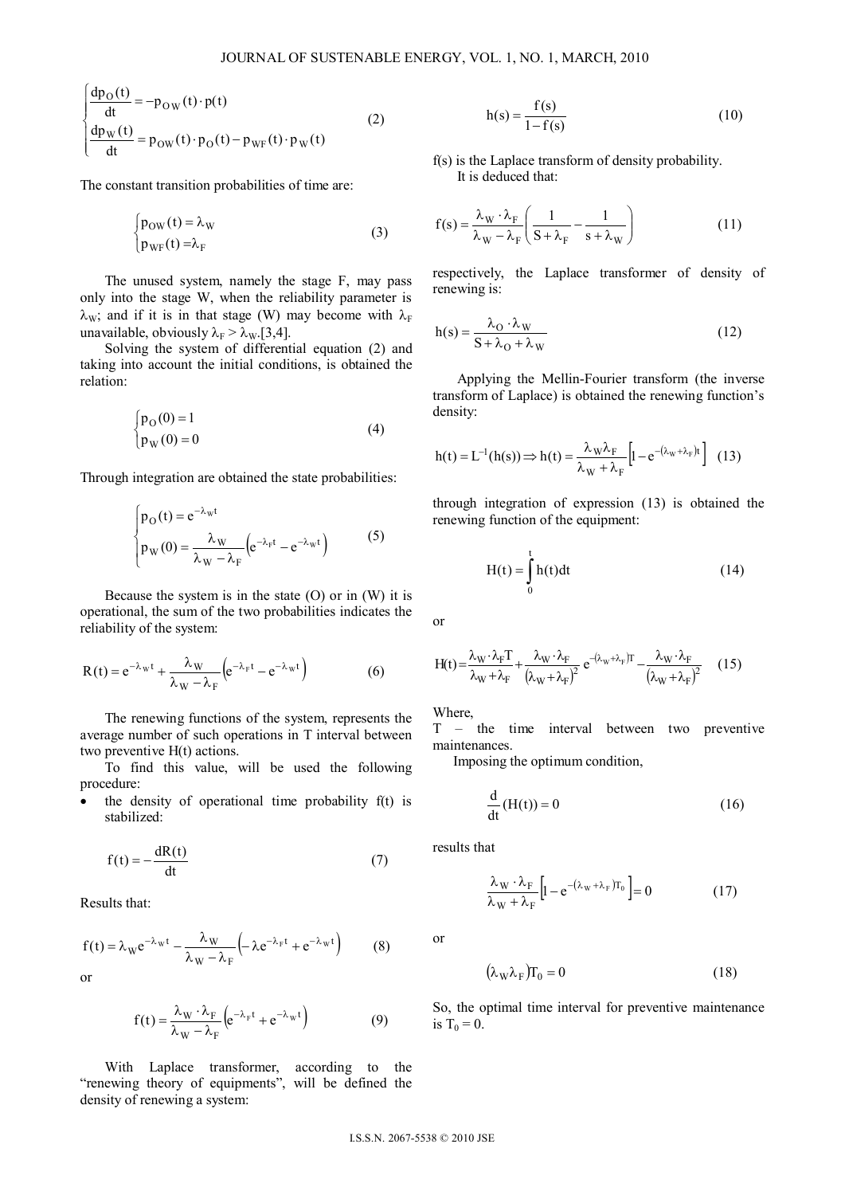$$\begin{cases} \dfrac{dp_O(t)}{dt} = -p_{OW}(t) \cdot p(t) \\ \dfrac{dp_W(t)}{dt} = p_{OW}(t) \cdot p_O(t) - p_{WF}(t) \cdot p_W(t) \end{cases} \tag{2}$$

The constant transition probabilities of time are:

$$\begin{cases} p_{OW}(t) = \lambda_W \\ p_{WF}(t) = \lambda_F \end{cases} \tag{3}$$

The unused system, namely the stage F, may pass only into the stage W, when the reliability parameter is $\lambda_W$; and if it is in that stage (W) may become with $\lambda_F$ unavailable, obviously $\lambda_F > \lambda_W$.[3,4].

Solving the system of differential equation (2) and taking into account the initial conditions, is obtained the relation:

$$\begin{cases} p_O(0) = 1 \\ p_W(0) = 0 \end{cases} \tag{4}$$

Through integration are obtained the state probabilities:

$$\begin{cases} p_O(t) = e^{-\lambda_W t} \\ p_W(0) = \dfrac{\lambda_W}{\lambda_W - \lambda_F}\left(e^{-\lambda_F t} - e^{-\lambda_W t}\right) \end{cases} \tag{5}$$

Because the system is in the state (O) or in (W) it is operational, the sum of the two probabilities indicates the reliability of the system:

$$R(t) = e^{-\lambda_W t} + \frac{\lambda_W}{\lambda_W - \lambda_F}\left(e^{-\lambda_F t} - e^{-\lambda_W t}\right) \tag{6}$$

The renewing functions of the system, represents the average number of such operations in T interval between two preventive H(t) actions.

To find this value, will be used the following procedure:

- the density of operational time probability f(t) is stabilized:

$$f(t) = -\frac{dR(t)}{dt} \tag{7}$$

Results that:

$$f(t) = \lambda_W e^{-\lambda_W t} - \frac{\lambda_W}{\lambda_W - \lambda_F}\left(-\lambda e^{-\lambda_F t} + e^{-\lambda_W t}\right) \tag{8}$$

or

$$f(t) = \frac{\lambda_W \cdot \lambda_F}{\lambda_W - \lambda_F}\left(e^{-\lambda_F t} + e^{-\lambda_W t}\right) \tag{9}$$

With Laplace transformer, according to the "renewing theory of equipments", will be defined the density of renewing a system:

$$h(s) = \frac{f(s)}{1 - f(s)} \tag{10}$$

f(s) is the Laplace transform of density probability.

It is deduced that:

$$f(s) = \frac{\lambda_W \cdot \lambda_F}{\lambda_W - \lambda_F}\left(\frac{1}{S + \lambda_F} - \frac{1}{s + \lambda_W}\right) \tag{11}$$

respectively, the Laplace transformer of density of renewing is:

$$h(s) = \frac{\lambda_O \cdot \lambda_W}{S + \lambda_O + \lambda_W} \tag{12}$$

Applying the Mellin-Fourier transform (the inverse transform of Laplace) is obtained the renewing function's density:

$$h(t) = L^{-1}(h(s)) \Rightarrow h(t) = \frac{\lambda_W \lambda_F}{\lambda_W + \lambda_F}\left[1 - e^{-(\lambda_W + \lambda_F)t}\right] \tag{13}$$

through integration of expression (13) is obtained the renewing function of the equipment:

$$H(t) = \int_0^t h(t)dt \tag{14}$$

or

$$H(t) = \frac{\lambda_W \cdot \lambda_F T}{\lambda_W + \lambda_F} + \frac{\lambda_W \cdot \lambda_F}{(\lambda_W + \lambda_F)^2} e^{-(\lambda_W + \lambda_F)T} - \frac{\lambda_W \cdot \lambda_F}{(\lambda_W + \lambda_F)^2} \tag{15}$$

Where,

T – the time interval between two preventive maintenances.

Imposing the optimum condition,

$$\frac{d}{dt}(H(t)) = 0 \tag{16}$$

results that

$$\frac{\lambda_W \cdot \lambda_F}{\lambda_W + \lambda_F}\left[1 - e^{-(\lambda_W + \lambda_F)T_0}\right] = 0 \tag{17}$$

or

$$(\lambda_W \lambda_F)T_0 = 0 \tag{18}$$

So, the optimal time interval for preventive maintenance is $T_0 = 0$.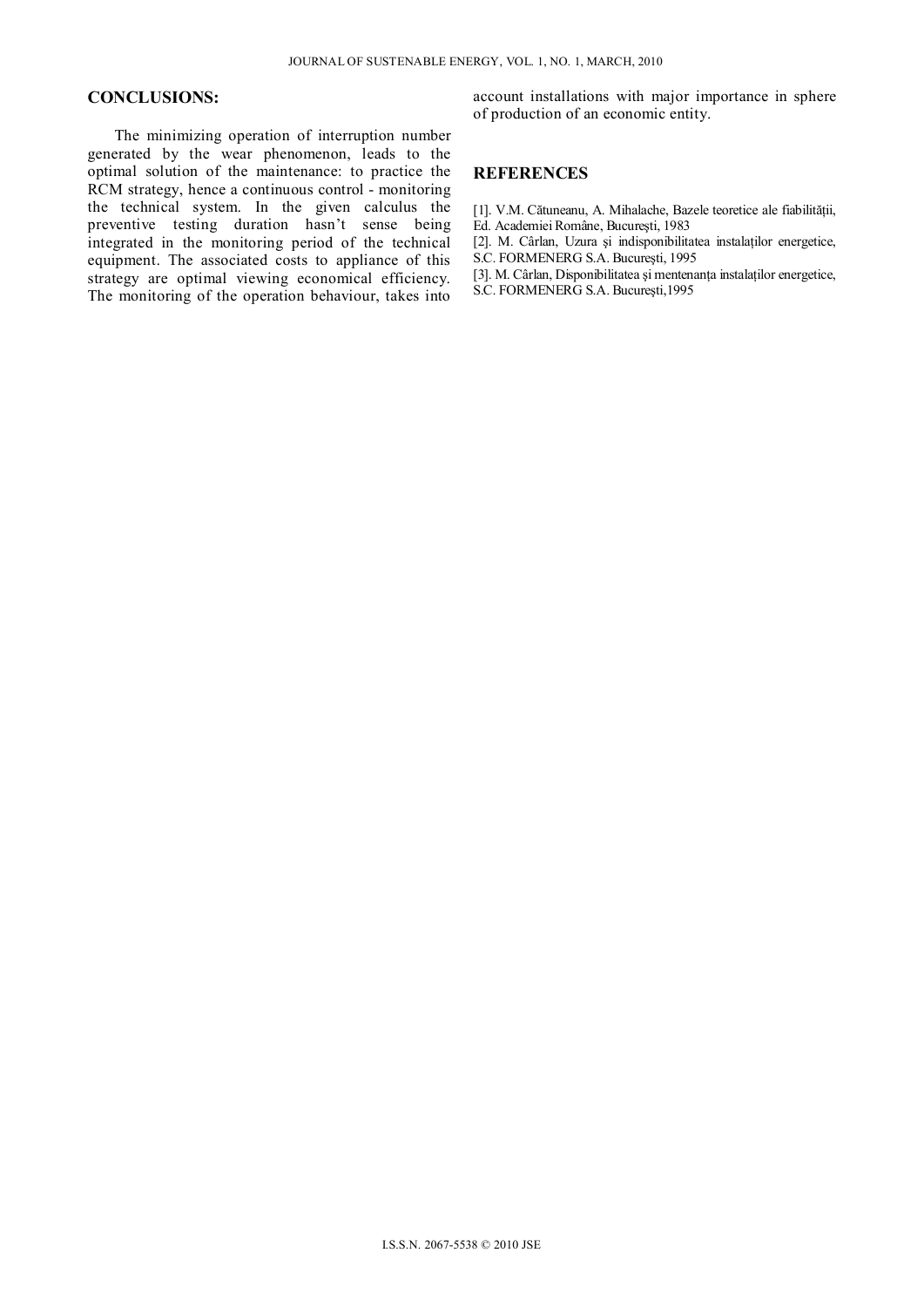## CONCLUSIONS:

The minimizing operation of interruption number generated by the wear phenomenon, leads to the optimal solution of the maintenance: to practice the RCM strategy, hence a continuous control - monitoring the technical system. In the given calculus the preventive testing duration hasn't sense being integrated in the monitoring period of the technical equipment. The associated costs to appliance of this strategy are optimal viewing economical efficiency. The monitoring of the operation behaviour, takes into account installations with major importance in sphere of production of an economic entity.

## REFERENCES

[1]. V.M. Cătuneanu, A. Mihalache, Bazele teoretice ale fiabilității, Ed. Academiei Române, București, 1983

[2]. M. Cârlan, Uzura şi indisponibilitatea instalaților energetice, S.C. FORMENERG S.A. Bucureşti, 1995

[3]. M. Cârlan, Disponibilitatea şi mentenanța instalaților energetice, S.C. FORMENERG S.A. Bucureşti,1995